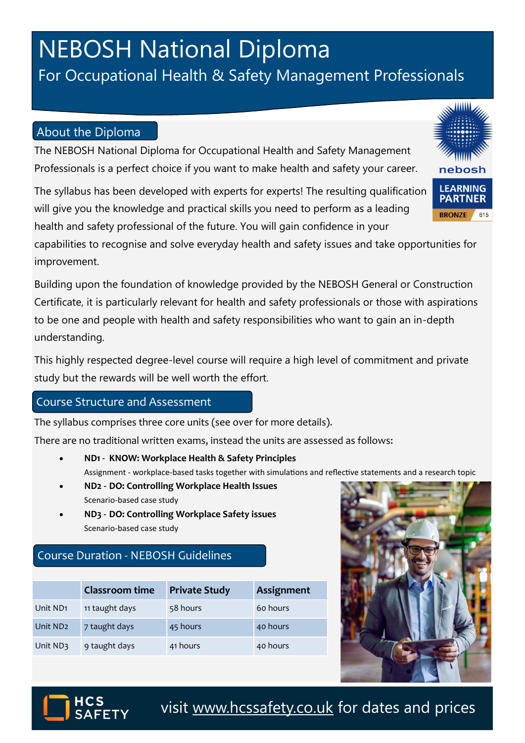# NEBOSH National Diploma

For Occupational Health & Safety Management Professionals

## About the Diploma

The NEBOSH National Diploma for Occupational Health and Safety Management Professionals is a perfect choice if you want to make health and safety your career.

The syllabus has been developed with experts for experts! The resulting qualification will give you the knowledge and practical skills you need to perform as a leading health and safety professional of the future. You will gain confidence in your capabilities to recognise and solve everyday health and safety issues and take opportunities for improvement.

Building upon the foundation of knowledge provided by the NEBOSH General or Construction Certificate, it is particularly relevant for health and safety professionals or those with aspirations to be one and people with health and safety responsibilities who want to gain an in-depth understanding.

This highly respected degree-level course will require a high level of commitment and private study but the rewards will be well worth the effort.

nebosh LEARNING PARTNER BRONZE 615

## Course Structure and Assessment

The syllabus comprises three core units (see over for more details).

There are no traditional written exams, instead the units are assessed as follows:

- **ND1 - KNOW: Workplace Health & Safety Principles**
  Assignment - workplace-based tasks together with simulations and reflective statements and a research topic
- **ND2 - DO: Controlling Workplace Health Issues**
  Scenario-based case study
- **ND3 - DO: Controlling Workplace Safety issues**
  Scenario-based case study

## Course Duration - NEBOSH Guidelines

| | Classroom time | Private Study | Assignment |
|---|---|---|---|
| Unit ND1 | 11 taught days | 58 hours | 60 hours |
| Unit ND2 | 7 taught days | 45 hours | 40 hours |
| Unit ND3 | 9 taught days | 41 hours | 40 hours |

HCS SAFETY

visit www.hcssafety.co.uk for dates and prices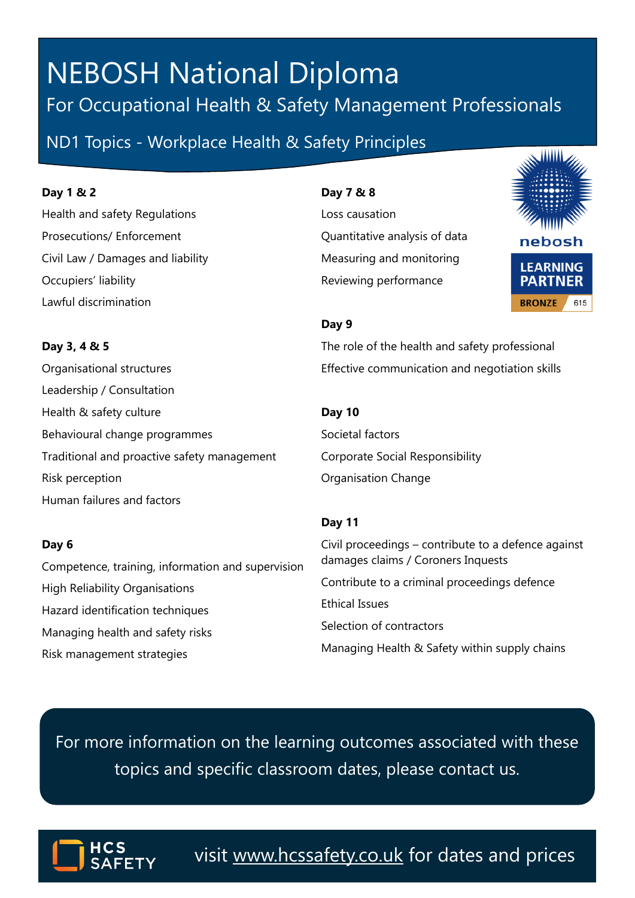# NEBOSH National Diploma

## For Occupational Health & Safety Management Professionals

### ND1 Topics - Workplace Health & Safety Principles

**Day 1 & 2**

Health and safety Regulations

Prosecutions/ Enforcement

Civil Law / Damages and liability

Occupiers' liability

Lawful discrimination

**Day 3, 4 & 5**

Organisational structures

Leadership / Consultation

Health & safety culture

Behavioural change programmes

Traditional and proactive safety management

Risk perception

Human failures and factors

**Day 6**

Competence, training, information and supervision

High Reliability Organisations

Hazard identification techniques

Managing health and safety risks

Risk management strategies

**Day 7 & 8**

Loss causation

Quantitative analysis of data

Measuring and monitoring

Reviewing performance

nebosh LEARNING PARTNER BRONZE 615

**Day 9**

The role of the health and safety professional

Effective communication and negotiation skills

**Day 10**

Societal factors

Corporate Social Responsibility

Organisation Change

**Day 11**

Civil proceedings – contribute to a defence against damages claims / Coroners Inquests

Contribute to a criminal proceedings defence

Ethical Issues

Selection of contractors

Managing Health & Safety within supply chains

For more information on the learning outcomes associated with these topics and specific classroom dates, please contact us.

HCS SAFETY

visit www.hcssafety.co.uk for dates and prices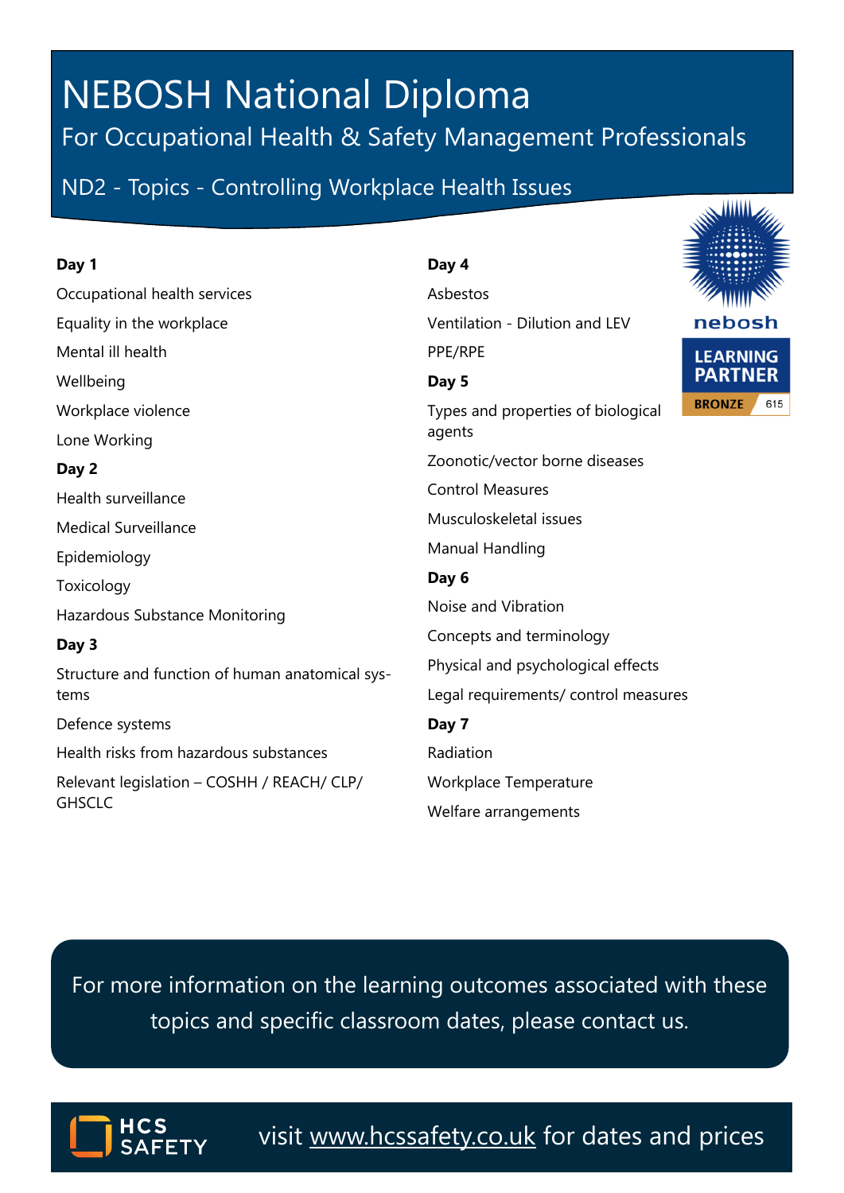# NEBOSH National Diploma

## For Occupational Health & Safety Management Professionals

### ND2 - Topics - Controlling Workplace Health Issues

**Day 1**

Occupational health services

Equality in the workplace

Mental ill health

Wellbeing

Workplace violence

Lone Working

**Day 2**

Health surveillance

Medical Surveillance

Epidemiology

Toxicology

Hazardous Substance Monitoring

**Day 3**

Structure and function of human anatomical systems

Defence systems

Health risks from hazardous substances

Relevant legislation – COSHH / REACH/ CLP/ GHSCLC

**Day 4**

Asbestos

Ventilation - Dilution and LEV

PPE/RPE

**Day 5**

Types and properties of biological agents

Zoonotic/vector borne diseases

Control Measures

Musculoskeletal issues

Manual Handling

**Day 6**

Noise and Vibration

Concepts and terminology

Physical and psychological effects

Legal requirements/ control measures

**Day 7**

Radiation

Workplace Temperature

Welfare arrangements

nebosh LEARNING PARTNER BRONZE 615

For more information on the learning outcomes associated with these topics and specific classroom dates, please contact us.

HCS SAFETY

visit www.hcssafety.co.uk for dates and prices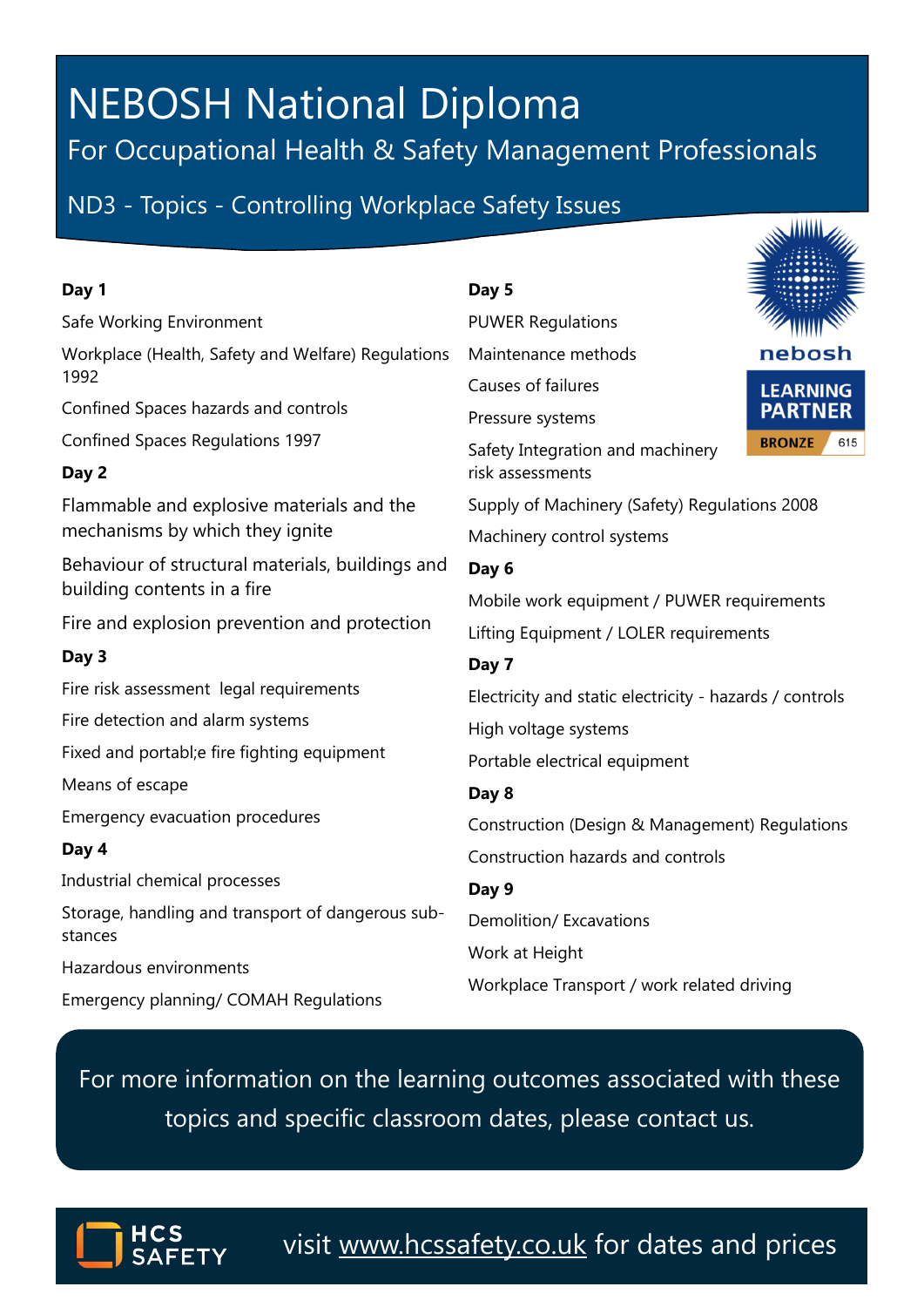# NEBOSH National Diploma

## For Occupational Health & Safety Management Professionals

### ND3 - Topics - Controlling Workplace Safety Issues

**Day 1**

Safe Working Environment

Workplace (Health, Safety and Welfare) Regulations 1992

Confined Spaces hazards and controls

Confined Spaces Regulations 1997

**Day 2**

Flammable and explosive materials and the mechanisms by which they ignite

Behaviour of structural materials, buildings and building contents in a fire

Fire and explosion prevention and protection

**Day 3**

Fire risk assessment  legal requirements

Fire detection and alarm systems

Fixed and portabl;e fire fighting equipment

Means of escape

Emergency evacuation procedures

**Day 4**

Industrial chemical processes

Storage, handling and transport of dangerous substances

Hazardous environments

Emergency planning/ COMAH Regulations

**Day 5**

PUWER Regulations

Maintenance methods

Causes of failures

Pressure systems

Safety Integration and machinery risk assessments

Supply of Machinery (Safety) Regulations 2008

Machinery control systems

**Day 6**

Mobile work equipment / PUWER requirements

Lifting Equipment / LOLER requirements

**Day 7**

Electricity and static electricity - hazards / controls

High voltage systems

Portable electrical equipment

**Day 8**

Construction (Design & Management) Regulations

Construction hazards and controls

**Day 9**

Demolition/ Excavations

Work at Height

Workplace Transport / work related driving

nebosh LEARNING PARTNER BRONZE 615

For more information on the learning outcomes associated with these topics and specific classroom dates, please contact us.

HCS SAFETY

visit www.hcssafety.co.uk for dates and prices